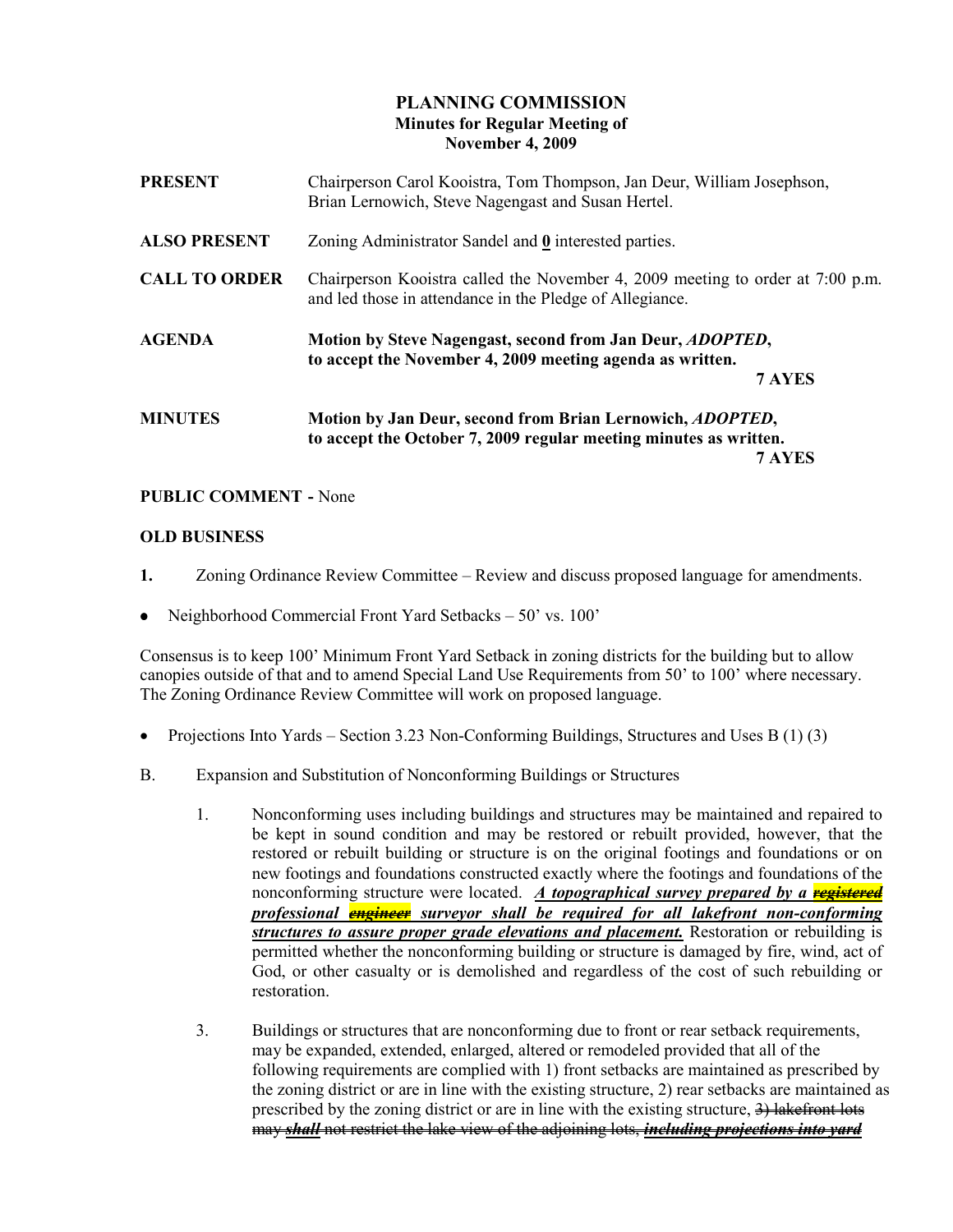# PLANNING COMMISSION
## Minutes for Regular Meeting of
## November 4, 2009

**PRESENT** Chairperson Carol Kooistra, Tom Thompson, Jan Deur, William Josephson, Brian Lernowich, Steve Nagengast and Susan Hertel.

**ALSO PRESENT** Zoning Administrator Sandel and **0** interested parties.

**CALL TO ORDER** Chairperson Kooistra called the November 4, 2009 meeting to order at 7:00 p.m. and led those in attendance in the Pledge of Allegiance.

**AGENDA** **Motion by Steve Nagengast, second from Jan Deur, *ADOPTED*, to accept the November 4, 2009 meeting agenda as written.**
**7 AYES**

**MINUTES** **Motion by Jan Deur, second from Brian Lernowich, *ADOPTED*, to accept the October 7, 2009 regular meeting minutes as written.**
**7 AYES**

**PUBLIC COMMENT -** None

**OLD BUSINESS**

**1.** Zoning Ordinance Review Committee – Review and discuss proposed language for amendments.

- Neighborhood Commercial Front Yard Setbacks – 50' vs. 100'

Consensus is to keep 100' Minimum Front Yard Setback in zoning districts for the building but to allow canopies outside of that and to amend Special Land Use Requirements from 50' to 100' where necessary. The Zoning Ordinance Review Committee will work on proposed language.

- Projections Into Yards – Section 3.23 Non-Conforming Buildings, Structures and Uses B (1) (3)

B. Expansion and Substitution of Nonconforming Buildings or Structures

1. Nonconforming uses including buildings and structures may be maintained and repaired to be kept in sound condition and may be restored or rebuilt provided, however, that the restored or rebuilt building or structure is on the original footings and foundations or on new footings and foundations constructed exactly where the footings and foundations of the nonconforming structure were located. ***A topographical survey prepared by a ~~registered~~ professional ~~engineer~~ surveyor shall be required for all lakefront non-conforming structures to assure proper grade elevations and placement.*** Restoration or rebuilding is permitted whether the nonconforming building or structure is damaged by fire, wind, act of God, or other casualty or is demolished and regardless of the cost of such rebuilding or restoration.

3. Buildings or structures that are nonconforming due to front or rear setback requirements, may be expanded, extended, enlarged, altered or remodeled provided that all of the following requirements are complied with 1) front setbacks are maintained as prescribed by the zoning district or are in line with the existing structure, 2) rear setbacks are maintained as prescribed by the zoning district or are in line with the existing structure, ~~3) lakefront lots may~~ ~~***shall***~~ ~~not restrict the lake view of the adjoining lots,~~ ~~***including projections into yard***~~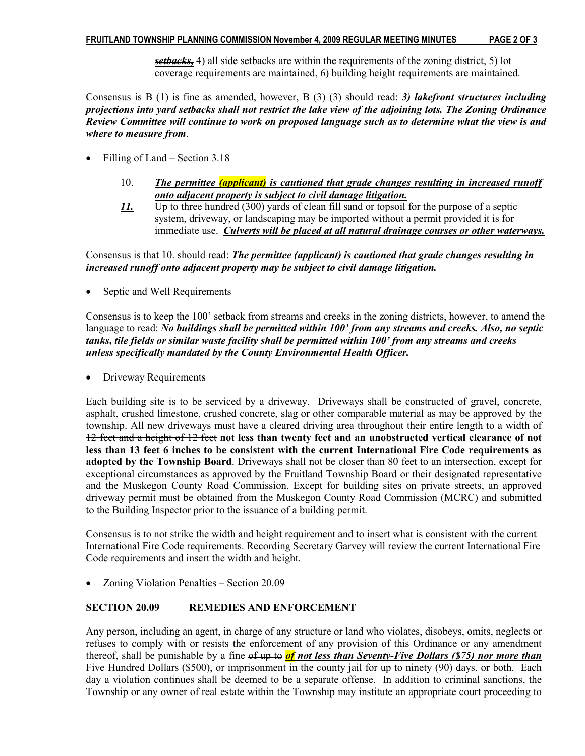~~***setbacks,***~~ 4) all side setbacks are within the requirements of the zoning district, 5) lot coverage requirements are maintained, 6) building height requirements are maintained.

Consensus is B (1) is fine as amended, however, B (3) (3) should read: ***3) lakefront structures including projections into yard setbacks shall not restrict the lake view of the adjoining lots. The Zoning Ordinance Review Committee will continue to work on proposed language such as to determine what the view is and where to measure from***.

- Filling of Land – Section 3.18

  10. ***The permittee (applicant) is cautioned that grade changes resulting in increased runoff onto adjacent property is subject to civil damage litigation.***
  ***11.*** Up to three hundred (300) yards of clean fill sand or topsoil for the purpose of a septic system, driveway, or landscaping may be imported without a permit provided it is for immediate use. ***Culverts will be placed at all natural drainage courses or other waterways.***

Consensus is that 10. should read: ***The permittee (applicant) is cautioned that grade changes resulting in increased runoff onto adjacent property may be subject to civil damage litigation.***

- Septic and Well Requirements

Consensus is to keep the 100' setback from streams and creeks in the zoning districts, however, to amend the language to read: ***No buildings shall be permitted within 100' from any streams and creeks. Also, no septic tanks, tile fields or similar waste facility shall be permitted within 100' from any streams and creeks unless specifically mandated by the County Environmental Health Officer.***

- Driveway Requirements

Each building site is to be serviced by a driveway. Driveways shall be constructed of gravel, concrete, asphalt, crushed limestone, crushed concrete, slag or other comparable material as may be approved by the township. All new driveways must have a cleared driving area throughout their entire length to a width of ~~12 feet and a height of 12 feet~~ **not less than twenty feet and an unobstructed vertical clearance of not less than 13 feet 6 inches to be consistent with the current International Fire Code requirements as adopted by the Township Board**. Driveways shall not be closer than 80 feet to an intersection, except for exceptional circumstances as approved by the Fruitland Township Board or their designated representative and the Muskegon County Road Commission. Except for building sites on private streets, an approved driveway permit must be obtained from the Muskegon County Road Commission (MCRC) and submitted to the Building Inspector prior to the issuance of a building permit.

Consensus is to not strike the width and height requirement and to insert what is consistent with the current International Fire Code requirements. Recording Secretary Garvey will review the current International Fire Code requirements and insert the width and height.

- Zoning Violation Penalties – Section 20.09

**SECTION 20.09 REMEDIES AND ENFORCEMENT**

Any person, including an agent, in charge of any structure or land who violates, disobeys, omits, neglects or refuses to comply with or resists the enforcement of any provision of this Ordinance or any amendment thereof, shall be punishable by a fine ~~of up to~~ ***of not less than Seventy-Five Dollars ($75) nor more than*** Five Hundred Dollars ($500), or imprisonment in the county jail for up to ninety (90) days, or both. Each day a violation continues shall be deemed to be a separate offense. In addition to criminal sanctions, the Township or any owner of real estate within the Township may institute an appropriate court proceeding to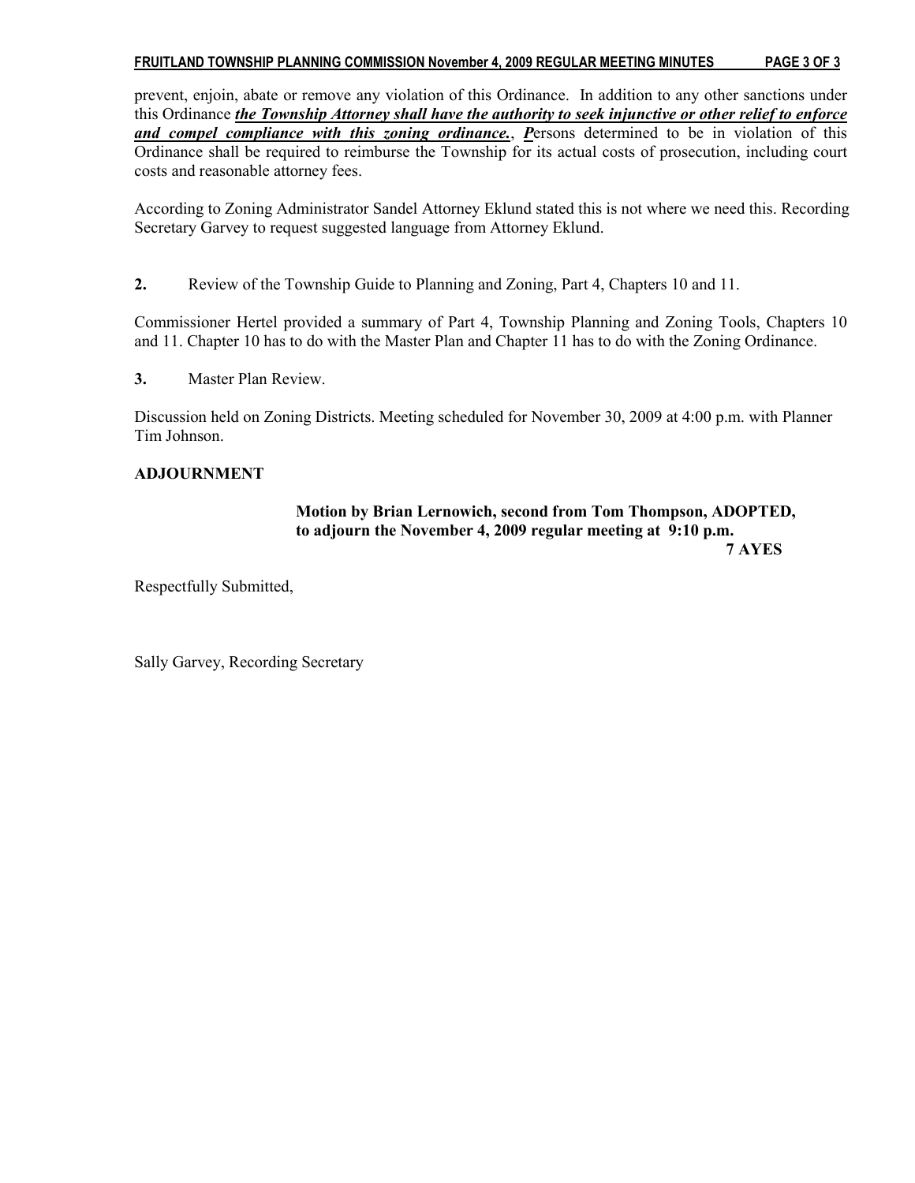prevent, enjoin, abate or remove any violation of this Ordinance. In addition to any other sanctions under this Ordinance ***<u>the Township Attorney shall have the authority to seek injunctive or other relief to enforce and compel compliance with this zoning ordinance.</u>***, ***<u>P</u>***ersons determined to be in violation of this Ordinance shall be required to reimburse the Township for its actual costs of prosecution, including court costs and reasonable attorney fees.

According to Zoning Administrator Sandel Attorney Eklund stated this is not where we need this. Recording Secretary Garvey to request suggested language from Attorney Eklund.

**2.** Review of the Township Guide to Planning and Zoning, Part 4, Chapters 10 and 11.

Commissioner Hertel provided a summary of Part 4, Township Planning and Zoning Tools, Chapters 10 and 11. Chapter 10 has to do with the Master Plan and Chapter 11 has to do with the Zoning Ordinance.

**3.** Master Plan Review.

Discussion held on Zoning Districts. Meeting scheduled for November 30, 2009 at 4:00 p.m. with Planner Tim Johnson.

**ADJOURNMENT**

**Motion by Brian Lernowich, second from Tom Thompson, ADOPTED, to adjourn the November 4, 2009 regular meeting at 9:10 p.m.**

**7 AYES**

Respectfully Submitted,

Sally Garvey, Recording Secretary